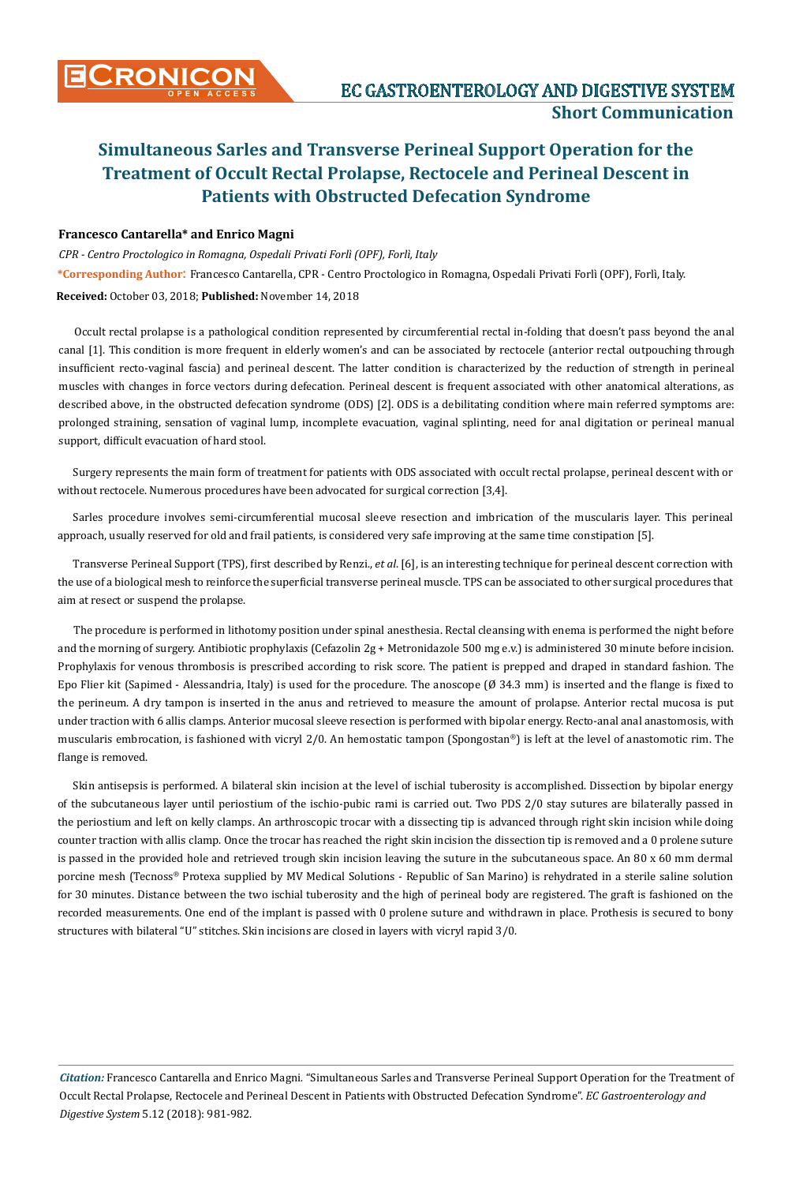# Simultaneous Sarles and Transverse Perineal Support Operation for the Treatment of Occult Rectal Prolapse, Rectocele and Perineal Descent in Patients with Obstructed Defecation Syndrome

**Francesco Cantarella* and Enrico Magni**

*CPR - Centro Proctologico in Romagna, Ospedali Privati Forlì (OPF), Forlì, Italy*

**\*Corresponding Author:** Francesco Cantarella, CPR - Centro Proctologico in Romagna, Ospedali Privati Forlì (OPF), Forlì, Italy.

**Received:** October 03, 2018; **Published:** November 14, 2018

Occult rectal prolapse is a pathological condition represented by circumferential rectal in-folding that doesn't pass beyond the anal canal [1]. This condition is more frequent in elderly women's and can be associated by rectocele (anterior rectal outpouching through insufficient recto-vaginal fascia) and perineal descent. The latter condition is characterized by the reduction of strength in perineal muscles with changes in force vectors during defecation. Perineal descent is frequent associated with other anatomical alterations, as described above, in the obstructed defecation syndrome (ODS) [2]. ODS is a debilitating condition where main referred symptoms are: prolonged straining, sensation of vaginal lump, incomplete evacuation, vaginal splinting, need for anal digitation or perineal manual support, difficult evacuation of hard stool.

Surgery represents the main form of treatment for patients with ODS associated with occult rectal prolapse, perineal descent with or without rectocele. Numerous procedures have been advocated for surgical correction [3,4].

Sarles procedure involves semi-circumferential mucosal sleeve resection and imbrication of the muscularis layer. This perineal approach, usually reserved for old and frail patients, is considered very safe improving at the same time constipation [5].

Transverse Perineal Support (TPS), first described by Renzi., *et al*. [6], is an interesting technique for perineal descent correction with the use of a biological mesh to reinforce the superficial transverse perineal muscle. TPS can be associated to other surgical procedures that aim at resect or suspend the prolapse.

The procedure is performed in lithotomy position under spinal anesthesia. Rectal cleansing with enema is performed the night before and the morning of surgery. Antibiotic prophylaxis (Cefazolin 2g + Metronidazole 500 mg e.v.) is administered 30 minute before incision. Prophylaxis for venous thrombosis is prescribed according to risk score. The patient is prepped and draped in standard fashion. The Epo Flier kit (Sapimed - Alessandria, Italy) is used for the procedure. The anoscope (Ø 34.3 mm) is inserted and the flange is fixed to the perineum. A dry tampon is inserted in the anus and retrieved to measure the amount of prolapse. Anterior rectal mucosa is put under traction with 6 allis clamps. Anterior mucosal sleeve resection is performed with bipolar energy. Recto-anal anal anastomosis, with muscularis embrocation, is fashioned with vicryl 2/0. An hemostatic tampon (Spongostan®) is left at the level of anastomotic rim. The flange is removed.

Skin antisepsis is performed. A bilateral skin incision at the level of ischial tuberosity is accomplished. Dissection by bipolar energy of the subcutaneous layer until periostium of the ischio-pubic rami is carried out. Two PDS 2/0 stay sutures are bilaterally passed in the periostium and left on kelly clamps. An arthroscopic trocar with a dissecting tip is advanced through right skin incision while doing counter traction with allis clamp. Once the trocar has reached the right skin incision the dissection tip is removed and a 0 prolene suture is passed in the provided hole and retrieved trough skin incision leaving the suture in the subcutaneous space. An 80 x 60 mm dermal porcine mesh (Tecnoss® Protexa supplied by MV Medical Solutions - Republic of San Marino) is rehydrated in a sterile saline solution for 30 minutes. Distance between the two ischial tuberosity and the high of perineal body are registered. The graft is fashioned on the recorded measurements. One end of the implant is passed with 0 prolene suture and withdrawn in place. Prothesis is secured to bony structures with bilateral "U" stitches. Skin incisions are closed in layers with vicryl rapid 3/0.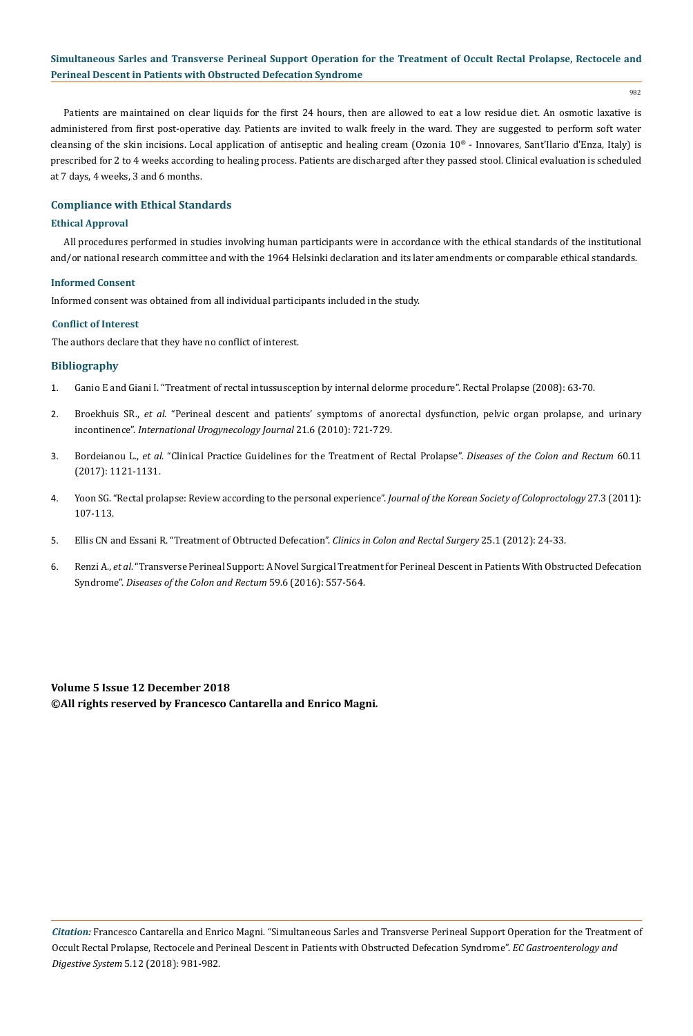Patients are maintained on clear liquids for the first 24 hours, then are allowed to eat a low residue diet. An osmotic laxative is administered from first post-operative day. Patients are invited to walk freely in the ward. They are suggested to perform soft water cleansing of the skin incisions. Local application of antiseptic and healing cream (Ozonia 10® - Innovares, Sant'Ilario d'Enza, Italy) is prescribed for 2 to 4 weeks according to healing process. Patients are discharged after they passed stool. Clinical evaluation is scheduled at 7 days, 4 weeks, 3 and 6 months.

## Compliance with Ethical Standards

### Ethical Approval

All procedures performed in studies involving human participants were in accordance with the ethical standards of the institutional and/or national research committee and with the 1964 Helsinki declaration and its later amendments or comparable ethical standards.

### Informed Consent

Informed consent was obtained from all individual participants included in the study.

### Conflict of Interest

The authors declare that they have no conflict of interest.

## Bibliography

1. Ganio E and Giani I. "Treatment of rectal intussusception by internal delorme procedure". Rectal Prolapse (2008): 63-70.
2. Broekhuis SR., *et al*. "Perineal descent and patients' symptoms of anorectal dysfunction, pelvic organ prolapse, and urinary incontinence". *International Urogynecology Journal* 21.6 (2010): 721-729.
3. Bordeianou L., *et al*. "Clinical Practice Guidelines for the Treatment of Rectal Prolapse". *Diseases of the Colon and Rectum* 60.11 (2017): 1121-1131.
4. Yoon SG. "Rectal prolapse: Review according to the personal experience". *Journal of the Korean Society of Coloproctology* 27.3 (2011): 107-113.
5. Ellis CN and Essani R. "Treatment of Obtructed Defecation". *Clinics in Colon and Rectal Surgery* 25.1 (2012): 24-33.
6. Renzi A., *et al*. "Transverse Perineal Support: A Novel Surgical Treatment for Perineal Descent in Patients With Obstructed Defecation Syndrome". *Diseases of the Colon and Rectum* 59.6 (2016): 557-564.

**Volume 5 Issue 12 December 2018**
**©All rights reserved by Francesco Cantarella and Enrico Magni.**